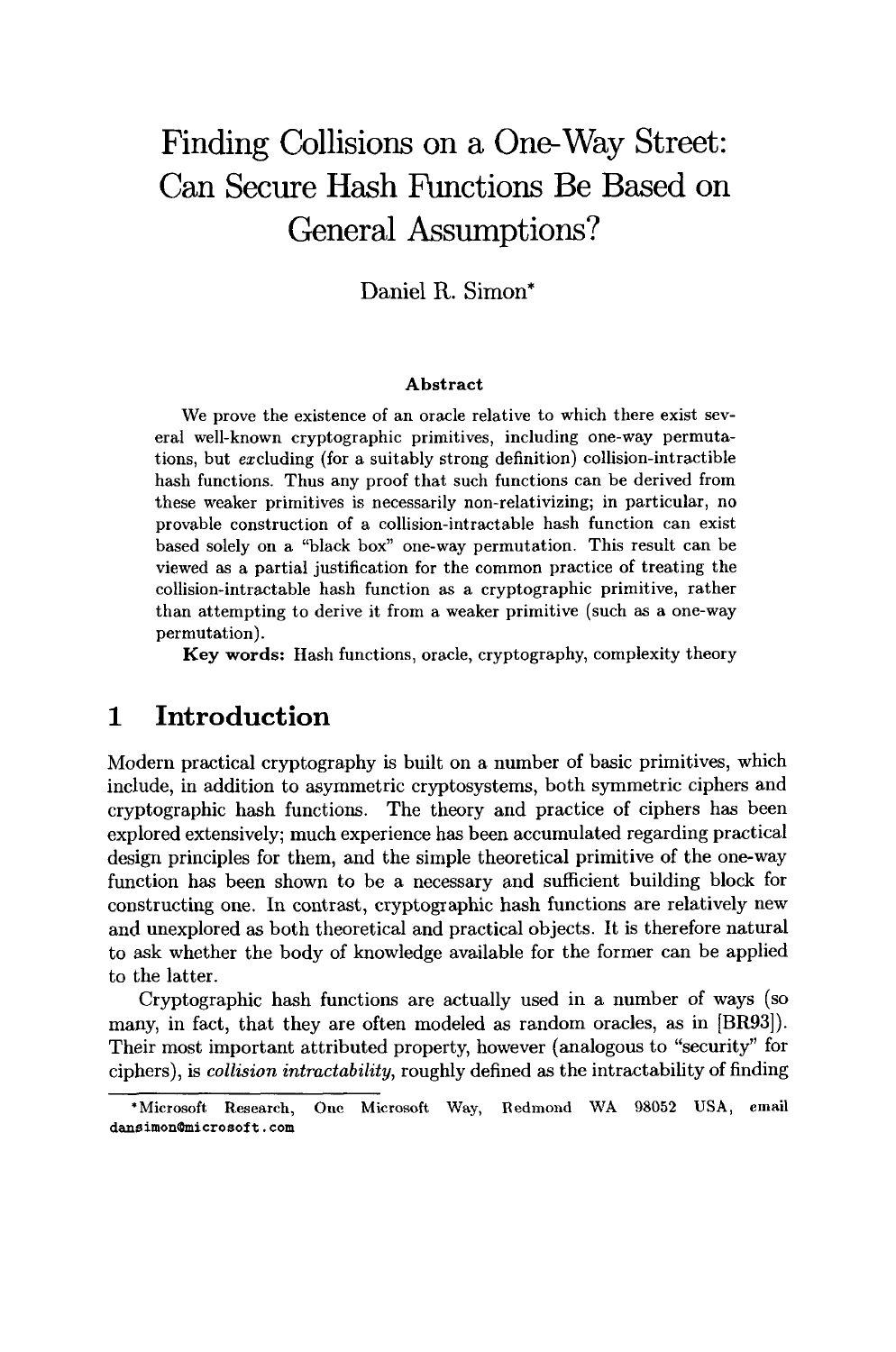# Finding Collisions on a One-Way Street: Can Secure Hash Functions Be Based on General Assumptions?

Daniel R. Simon*

### Abstract

We prove the existence of an oracle relative to which there exist several well-known cryptographic primitives, including one-way permutations, but *excluding* (for a suitably strong definition) collision-intractible hash functions. Thus any proof that such functions can be derived from these weaker primitives is necessarily non-relativizing; in particular, no provable construction of a collision-intractable hash function can exist based solely on a "black box" one-way permutation. This result can be viewed as a partial justification for the common practice of treating the collision-intractable hash function as a cryptographic primitive, rather than attempting to derive it from a weaker primitive (such as a one-way permutation).

**Key words:** Hash functions, oracle, cryptography, complexity theory

## 1 Introduction

Modern practical cryptography is built on a number of basic primitives, which include, in addition to asymmetric cryptosystems, both symmetric ciphers and cryptographic hash functions. The theory and practice of ciphers has been explored extensively; much experience has been accumulated regarding practical design principles for them, and the simple theoretical primitive of the one-way function has been shown to be a necessary and sufficient building block for constructing one. In contrast, cryptographic hash functions are relatively new and unexplored as both theoretical and practical objects. It is therefore natural to ask whether the body of knowledge available for the former can be applied to the latter.

Cryptographic hash functions are actually used in a number of ways (so many, in fact, that they are often modeled as random oracles, as in [BR93]). Their most important attributed property, however (analogous to "security" for ciphers), is *collision intractability*, roughly defined as the intractability of finding

*Microsoft Research, One Microsoft Way, Redmond WA 98052 USA, email dansimon@microsoft.com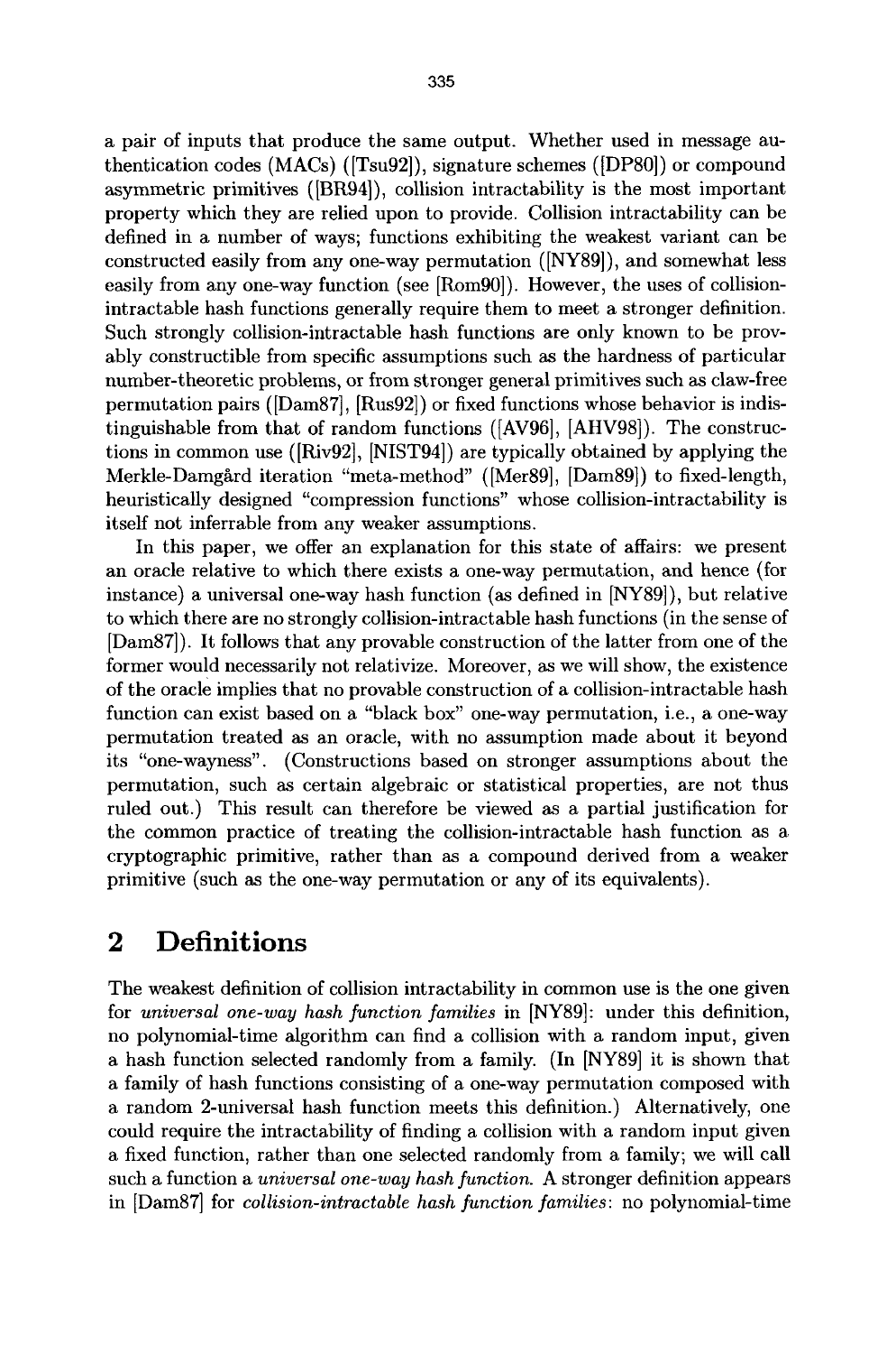a pair of inputs that produce the same output. Whether used in message authentication codes (MACs) ([Tsu92]), signature schemes ([DP80]) or compound asymmetric primitives ([BR94]), collision intractability is the most important property which they are relied upon to provide. Collision intractability can be defined in a number of ways; functions exhibiting the weakest variant can be constructed easily from any one-way permutation ([NY89]), and somewhat less easily from any one-way function (see [Rom90]). However, the uses of collision-intractable hash functions generally require them to meet a stronger definition. Such strongly collision-intractable hash functions are only known to be provably constructible from specific assumptions such as the hardness of particular number-theoretic problems, or from stronger general primitives such as claw-free permutation pairs ([Dam87], [Rus92]) or fixed functions whose behavior is indistinguishable from that of random functions ([AV96], [AHV98]). The constructions in common use ([Riv92], [NIST94]) are typically obtained by applying the Merkle-Damgård iteration "meta-method" ([Mer89], [Dam89]) to fixed-length, heuristically designed "compression functions" whose collision-intractability is itself not inferrable from any weaker assumptions.

In this paper, we offer an explanation for this state of affairs: we present an oracle relative to which there exists a one-way permutation, and hence (for instance) a universal one-way hash function (as defined in [NY89]), but relative to which there are no strongly collision-intractable hash functions (in the sense of [Dam87]). It follows that any provable construction of the latter from one of the former would necessarily not relativize. Moreover, as we will show, the existence of the oracle implies that no provable construction of a collision-intractable hash function can exist based on a "black box" one-way permutation, i.e., a one-way permutation treated as an oracle, with no assumption made about it beyond its "one-wayness". (Constructions based on stronger assumptions about the permutation, such as certain algebraic or statistical properties, are not thus ruled out.) This result can therefore be viewed as a partial justification for the common practice of treating the collision-intractable hash function as a cryptographic primitive, rather than as a compound derived from a weaker primitive (such as the one-way permutation or any of its equivalents).

## 2 Definitions

The weakest definition of collision intractability in common use is the one given for *universal one-way hash function families* in [NY89]: under this definition, no polynomial-time algorithm can find a collision with a random input, given a hash function selected randomly from a family. (In [NY89] it is shown that a family of hash functions consisting of a one-way permutation composed with a random 2-universal hash function meets this definition.) Alternatively, one could require the intractability of finding a collision with a random input given a fixed function, rather than one selected randomly from a family; we will call such a function a *universal one-way hash function*. A stronger definition appears in [Dam87] for *collision-intractable hash function families*: no polynomial-time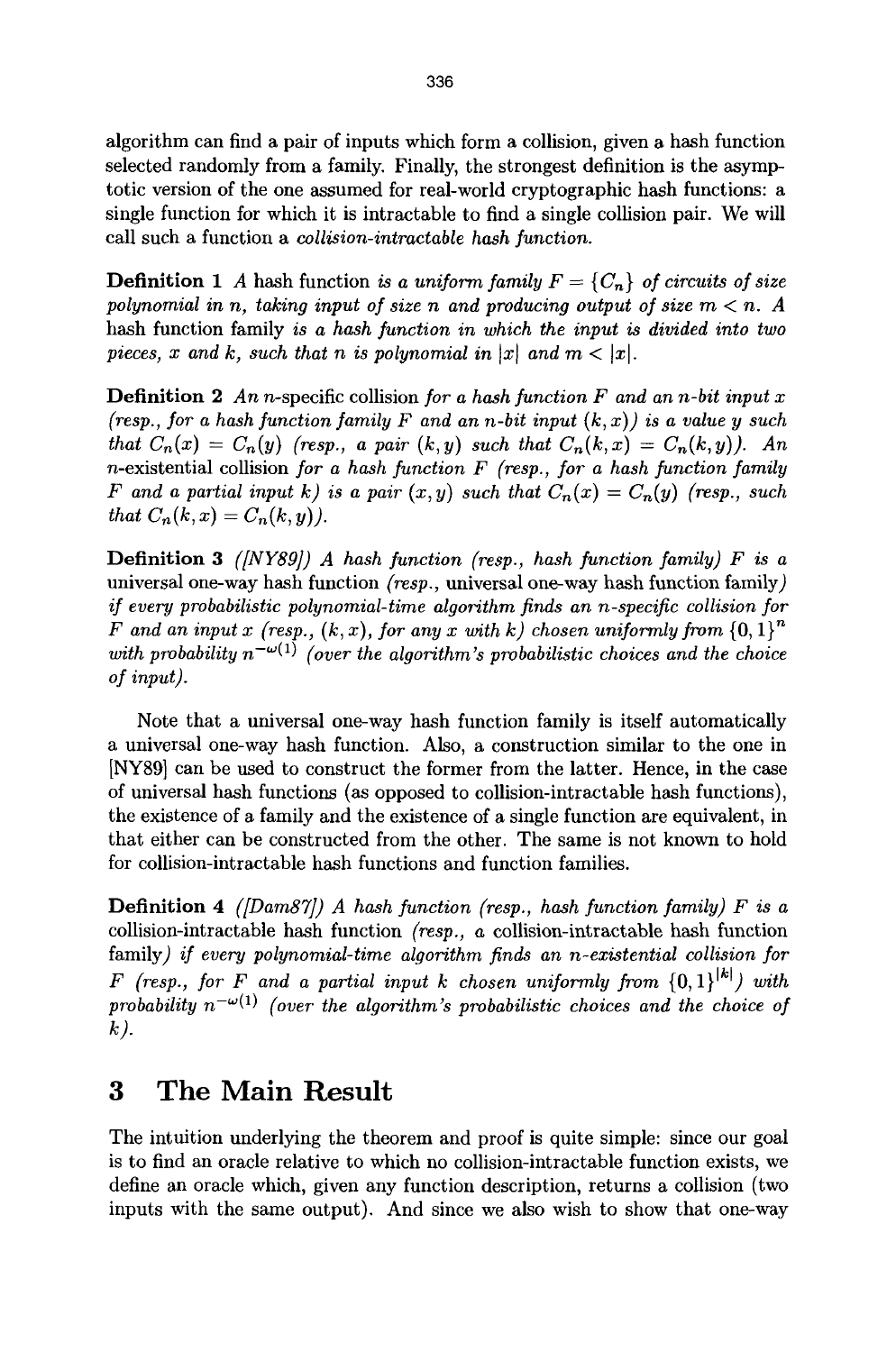algorithm can find a pair of inputs which form a collision, given a hash function selected randomly from a family. Finally, the strongest definition is the asymptotic version of the one assumed for real-world cryptographic hash functions: a single function for which it is intractable to find a single collision pair. We will call such a function a *collision-intractable hash function.*

**Definition 1** *A* hash function *is a uniform family $F = \{C_n\}$ of circuits of size polynomial in $n$, taking input of size $n$ and producing output of size $m < n$. A* hash function family *is a hash function in which the input is divided into two pieces, $x$ and $k$, such that $n$ is polynomial in $|x|$ and $m < |x|$.*

**Definition 2** *An $n$-specific* collision *for a hash function $F$ and an $n$-bit input $x$ (resp., for a hash function family $F$ and an $n$-bit input $(k, x)$) is a value $y$ such that $C_n(x) = C_n(y)$ (resp., a pair $(k, y)$ such that $C_n(k, x) = C_n(k, y)$). An $n$-existential* collision *for a hash function $F$ (resp., for a hash function family $F$ and a partial input $k$) is a pair $(x, y)$ such that $C_n(x) = C_n(y)$ (resp., such that $C_n(k, x) = C_n(k, y)$).*

**Definition 3** *([NY89]) A hash function (resp., hash function family) $F$ is a* universal one-way hash function *(resp.,* universal one-way hash function family*) if every probabilistic polynomial-time algorithm finds an $n$-specific collision for $F$ and an input $x$ (resp., $(k, x)$, for any $x$ with $k$) chosen uniformly from $\{0, 1\}^n$ with probability $n^{-\omega(1)}$ (over the algorithm's probabilistic choices and the choice of input).*

Note that a universal one-way hash function family is itself automatically a universal one-way hash function. Also, a construction similar to the one in [NY89] can be used to construct the former from the latter. Hence, in the case of universal hash functions (as opposed to collision-intractable hash functions), the existence of a family and the existence of a single function are equivalent, in that either can be constructed from the other. The same is not known to hold for collision-intractable hash functions and function families.

**Definition 4** *([Dam87]) A hash function (resp., hash function family) $F$ is a* collision-intractable hash function *(resp., a* collision-intractable hash function family*) if every polynomial-time algorithm finds an $n$-existential collision for $F$ (resp., for $F$ and a partial input $k$ chosen uniformly from $\{0, 1\}^{|k|}$) with probability $n^{-\omega(1)}$ (over the algorithm's probabilistic choices and the choice of $k$).*

# 3 The Main Result

The intuition underlying the theorem and proof is quite simple: since our goal is to find an oracle relative to which no collision-intractable function exists, we define an oracle which, given any function description, returns a collision (two inputs with the same output). And since we also wish to show that one-way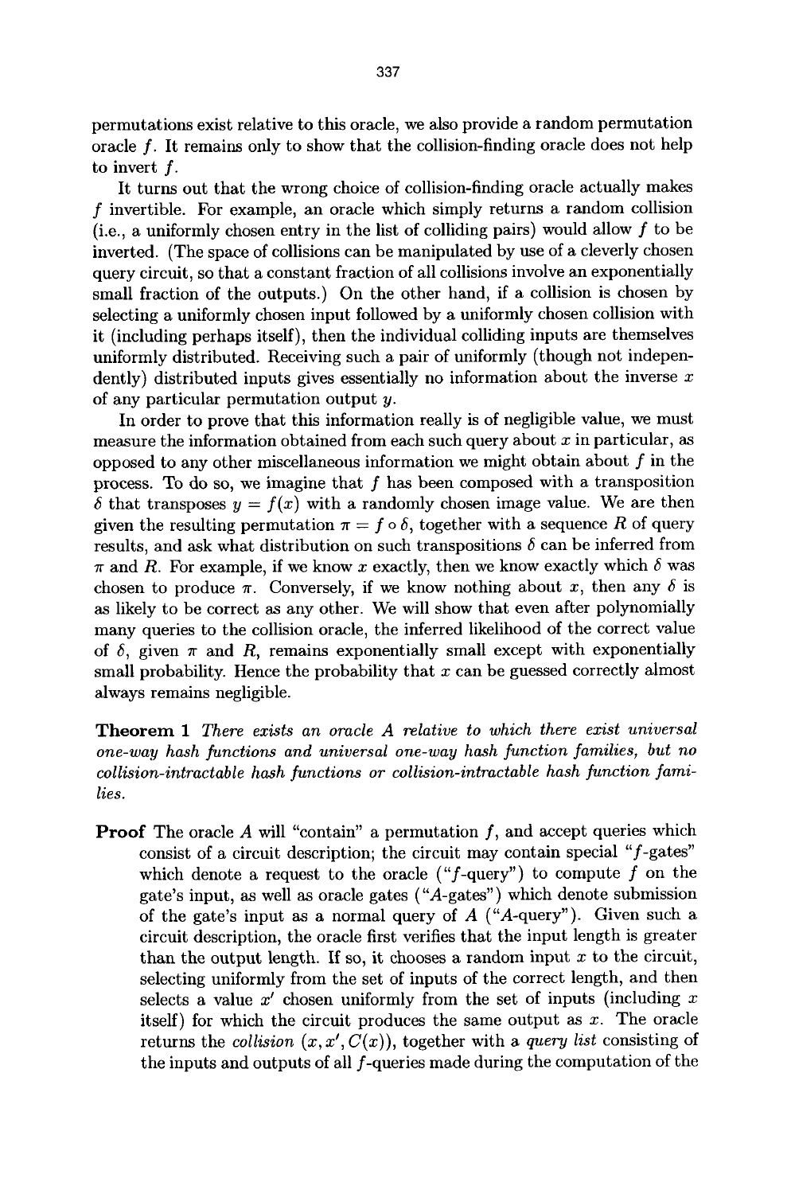permutations exist relative to this oracle, we also provide a random permutation oracle $f$. It remains only to show that the collision-finding oracle does not help to invert $f$.

It turns out that the wrong choice of collision-finding oracle actually makes $f$ invertible. For example, an oracle which simply returns a random collision (i.e., a uniformly chosen entry in the list of colliding pairs) would allow $f$ to be inverted. (The space of collisions can be manipulated by use of a cleverly chosen query circuit, so that a constant fraction of all collisions involve an exponentially small fraction of the outputs.) On the other hand, if a collision is chosen by selecting a uniformly chosen input followed by a uniformly chosen collision with it (including perhaps itself), then the individual colliding inputs are themselves uniformly distributed. Receiving such a pair of uniformly (though not independently) distributed inputs gives essentially no information about the inverse $x$ of any particular permutation output $y$.

In order to prove that this information really is of negligible value, we must measure the information obtained from each such query about $x$ in particular, as opposed to any other miscellaneous information we might obtain about $f$ in the process. To do so, we imagine that $f$ has been composed with a transposition $\delta$ that transposes $y = f(x)$ with a randomly chosen image value. We are then given the resulting permutation $\pi = f \circ \delta$, together with a sequence $R$ of query results, and ask what distribution on such transpositions $\delta$ can be inferred from $\pi$ and $R$. For example, if we know $x$ exactly, then we know exactly which $\delta$ was chosen to produce $\pi$. Conversely, if we know nothing about $x$, then any $\delta$ is as likely to be correct as any other. We will show that even after polynomially many queries to the collision oracle, the inferred likelihood of the correct value of $\delta$, given $\pi$ and $R$, remains exponentially small except with exponentially small probability. Hence the probability that $x$ can be guessed correctly almost always remains negligible.

**Theorem 1** *There exists an oracle A relative to which there exist universal one-way hash functions and universal one-way hash function families, but no collision-intractable hash functions or collision-intractable hash function families.*

**Proof** The oracle $A$ will "contain" a permutation $f$, and accept queries which consist of a circuit description; the circuit may contain special "$f$-gates" which denote a request to the oracle ("$f$-query") to compute $f$ on the gate's input, as well as oracle gates ("$A$-gates") which denote submission of the gate's input as a normal query of $A$ ("$A$-query"). Given such a circuit description, the oracle first verifies that the input length is greater than the output length. If so, it chooses a random input $x$ to the circuit, selecting uniformly from the set of inputs of the correct length, and then selects a value $x'$ chosen uniformly from the set of inputs (including $x$ itself) for which the circuit produces the same output as $x$. The oracle returns the *collision* $(x, x', C(x))$, together with a *query list* consisting of the inputs and outputs of all $f$-queries made during the computation of the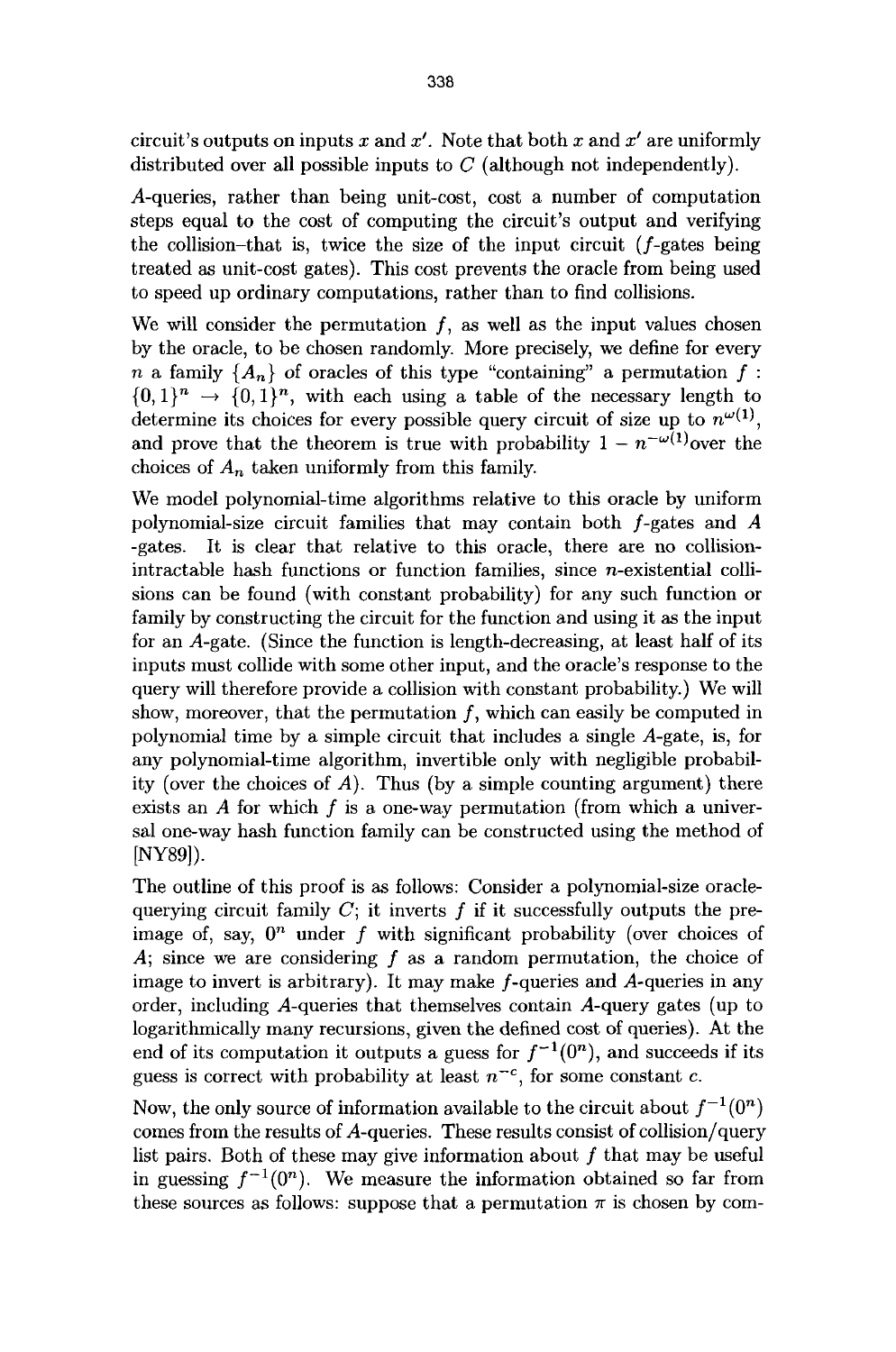circuit's outputs on inputs $x$ and $x'$. Note that both $x$ and $x'$ are uniformly distributed over all possible inputs to $C$ (although not independently).

$A$-queries, rather than being unit-cost, cost a number of computation steps equal to the cost of computing the circuit's output and verifying the collision–that is, twice the size of the input circuit ($f$-gates being treated as unit-cost gates). This cost prevents the oracle from being used to speed up ordinary computations, rather than to find collisions.

We will consider the permutation $f$, as well as the input values chosen by the oracle, to be chosen randomly. More precisely, we define for every $n$ a family $\{A_n\}$ of oracles of this type "containing" a permutation $f : \{0,1\}^n \rightarrow \{0,1\}^n$, with each using a table of the necessary length to determine its choices for every possible query circuit of size up to $n^{\omega(1)}$, and prove that the theorem is true with probability $1 - n^{-\omega(1)}$over the choices of $A_n$ taken uniformly from this family.

We model polynomial-time algorithms relative to this oracle by uniform polynomial-size circuit families that may contain both $f$-gates and $A$ -gates. It is clear that relative to this oracle, there are no collision-intractable hash functions or function families, since $n$-existential collisions can be found (with constant probability) for any such function or family by constructing the circuit for the function and using it as the input for an $A$-gate. (Since the function is length-decreasing, at least half of its inputs must collide with some other input, and the oracle's response to the query will therefore provide a collision with constant probability.) We will show, moreover, that the permutation $f$, which can easily be computed in polynomial time by a simple circuit that includes a single $A$-gate, is, for any polynomial-time algorithm, invertible only with negligible probability (over the choices of $A$). Thus (by a simple counting argument) there exists an $A$ for which $f$ is a one-way permutation (from which a universal one-way hash function family can be constructed using the method of [NY89]).

The outline of this proof is as follows: Consider a polynomial-size oracle-querying circuit family $C$; it inverts $f$ if it successfully outputs the pre-image of, say, $0^n$ under $f$ with significant probability (over choices of $A$; since we are considering $f$ as a random permutation, the choice of image to invert is arbitrary). It may make $f$-queries and $A$-queries in any order, including $A$-queries that themselves contain $A$-query gates (up to logarithmically many recursions, given the defined cost of queries). At the end of its computation it outputs a guess for $f^{-1}(0^n)$, and succeeds if its guess is correct with probability at least $n^{-c}$, for some constant $c$.

Now, the only source of information available to the circuit about $f^{-1}(0^n)$ comes from the results of $A$-queries. These results consist of collision/query list pairs. Both of these may give information about $f$ that may be useful in guessing $f^{-1}(0^n)$. We measure the information obtained so far from these sources as follows: suppose that a permutation $\pi$ is chosen by com-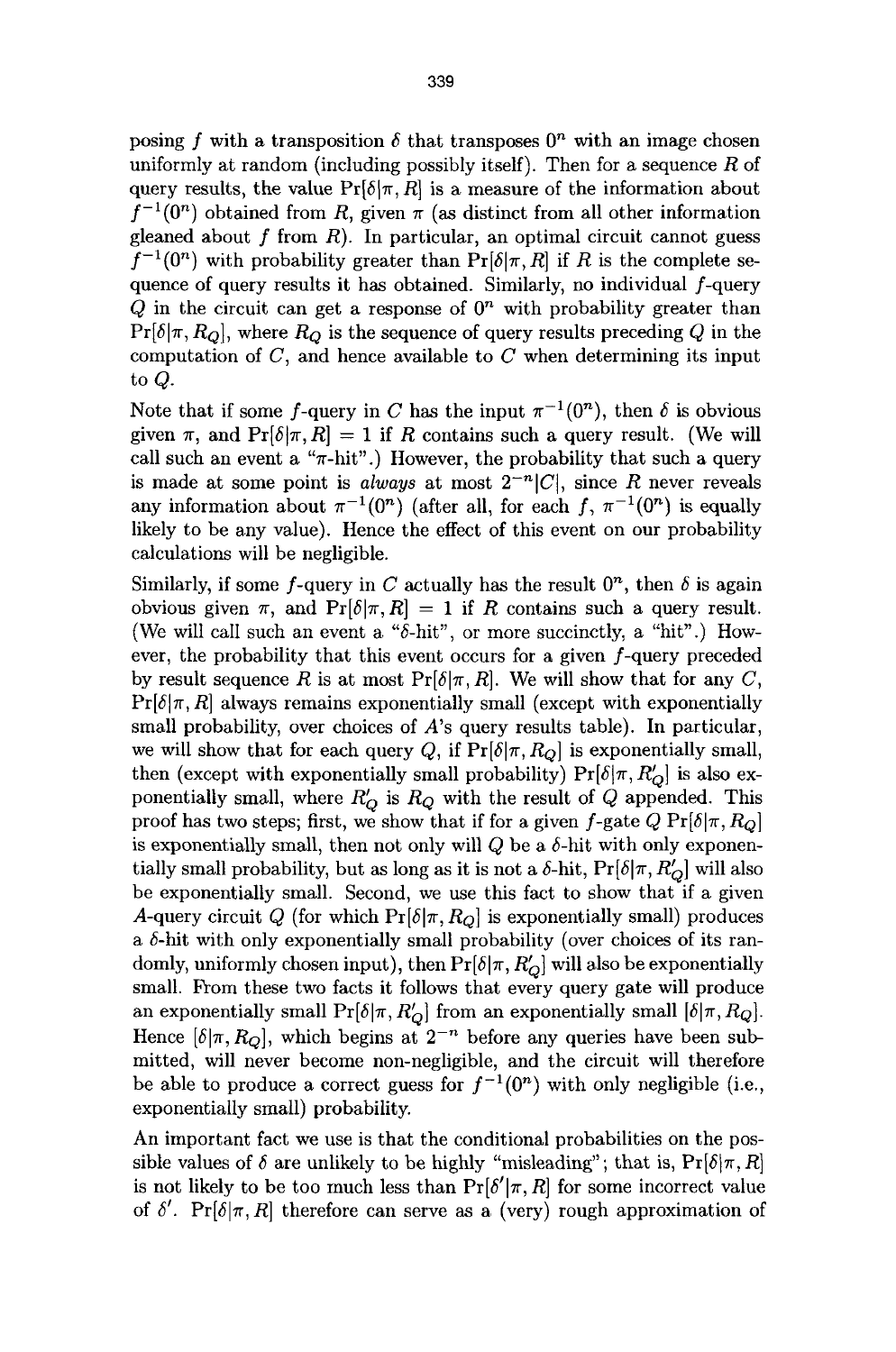posing $f$ with a transposition $\delta$ that transposes $0^n$ with an image chosen uniformly at random (including possibly itself). Then for a sequence $R$ of query results, the value $\Pr[\delta|\pi, R]$ is a measure of the information about $f^{-1}(0^n)$ obtained from $R$, given $\pi$ (as distinct from all other information gleaned about $f$ from $R$). In particular, an optimal circuit cannot guess $f^{-1}(0^n)$ with probability greater than $\Pr[\delta|\pi, R]$ if $R$ is the complete sequence of query results it has obtained. Similarly, no individual $f$-query $Q$ in the circuit can get a response of $0^n$ with probability greater than $\Pr[\delta|\pi, R_Q]$, where $R_Q$ is the sequence of query results preceding $Q$ in the computation of $C$, and hence available to $C$ when determining its input to $Q$.

Note that if some $f$-query in $C$ has the input $\pi^{-1}(0^n)$, then $\delta$ is obvious given $\pi$, and $\Pr[\delta|\pi, R] = 1$ if $R$ contains such a query result. (We will call such an event a "$\pi$-hit".) However, the probability that such a query is made at some point is *always* at most $2^{-n}|C|$, since $R$ never reveals any information about $\pi^{-1}(0^n)$ (after all, for each $f$, $\pi^{-1}(0^n)$ is equally likely to be any value). Hence the effect of this event on our probability calculations will be negligible.

Similarly, if some $f$-query in $C$ actually has the result $0^n$, then $\delta$ is again obvious given $\pi$, and $\Pr[\delta|\pi, R] = 1$ if $R$ contains such a query result. (We will call such an event a "$\delta$-hit", or more succinctly, a "hit".) However, the probability that this event occurs for a given $f$-query preceded by result sequence $R$ is at most $\Pr[\delta|\pi, R]$. We will show that for any $C$, $\Pr[\delta|\pi, R]$ always remains exponentially small (except with exponentially small probability, over choices of $A$'s query results table). In particular, we will show that for each query $Q$, if $\Pr[\delta|\pi, R_Q]$ is exponentially small, then (except with exponentially small probability) $\Pr[\delta|\pi, R'_Q]$ is also exponentially small, where $R'_Q$ is $R_Q$ with the result of $Q$ appended. This proof has two steps; first, we show that if for a given $f$-gate $Q$ $\Pr[\delta|\pi, R_Q]$ is exponentially small, then not only will $Q$ be a $\delta$-hit with only exponentially small probability, but as long as it is not a $\delta$-hit, $\Pr[\delta|\pi, R'_Q]$ will also be exponentially small. Second, we use this fact to show that if a given $A$-query circuit $Q$ (for which $\Pr[\delta|\pi, R_Q]$ is exponentially small) produces a $\delta$-hit with only exponentially small probability (over choices of its randomly, uniformly chosen input), then $\Pr[\delta|\pi, R'_Q]$ will also be exponentially small. From these two facts it follows that every query gate will produce an exponentially small $\Pr[\delta|\pi, R'_Q]$ from an exponentially small $[\delta|\pi, R_Q]$. Hence $[\delta|\pi, R_Q]$, which begins at $2^{-n}$ before any queries have been submitted, will never become non-negligible, and the circuit will therefore be able to produce a correct guess for $f^{-1}(0^n)$ with only negligible (i.e., exponentially small) probability.

An important fact we use is that the conditional probabilities on the possible values of $\delta$ are unlikely to be highly "misleading"; that is, $\Pr[\delta|\pi, R]$ is not likely to be too much less than $\Pr[\delta'|\pi, R]$ for some incorrect value of $\delta'$. $\Pr[\delta|\pi, R]$ therefore can serve as a (very) rough approximation of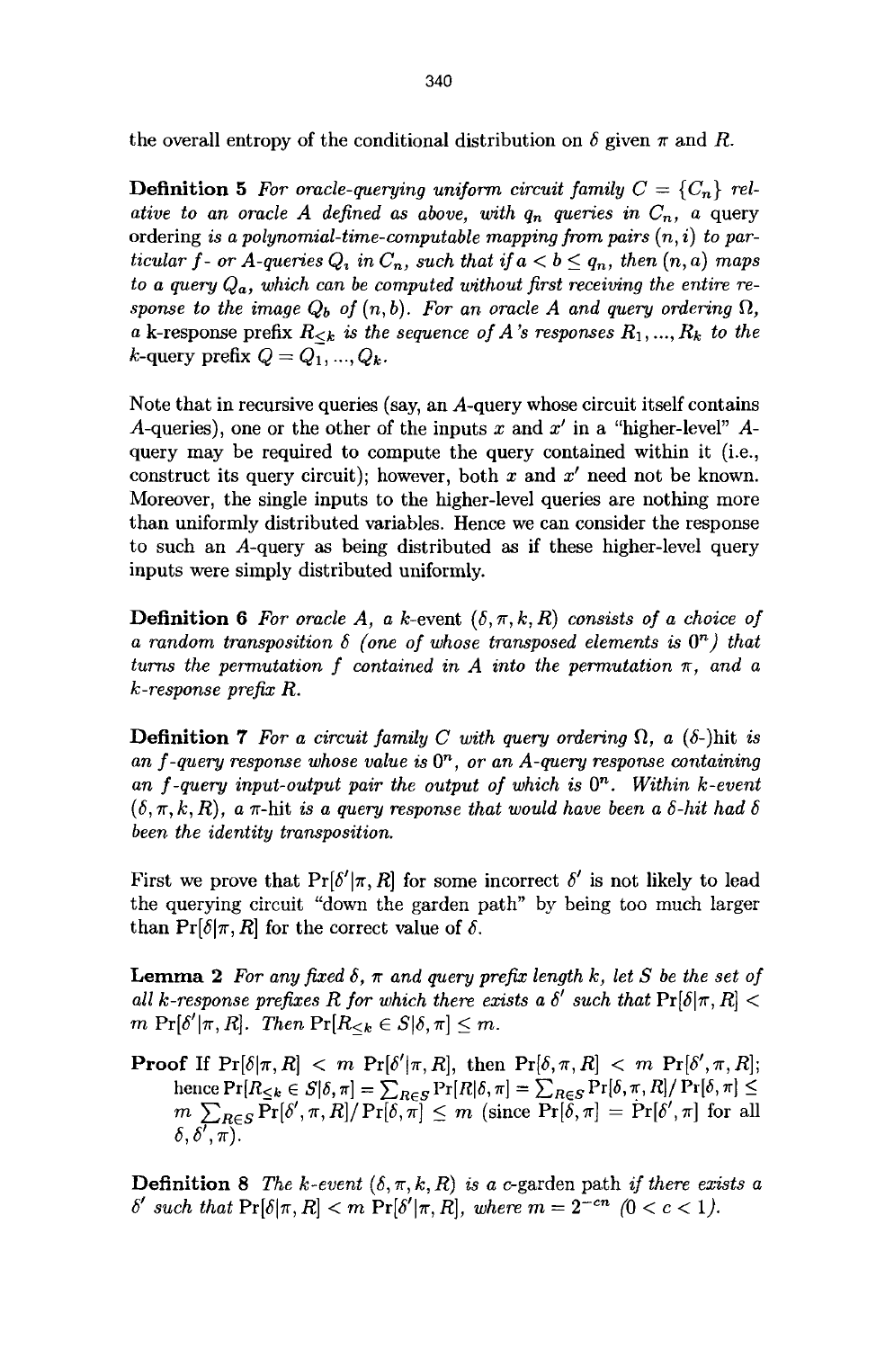the overall entropy of the conditional distribution on $\delta$ given $\pi$ and $R$.

**Definition 5** *For oracle-querying uniform circuit family $C = \{C_n\}$ relative to an oracle $A$ defined as above, with $q_n$ queries in $C_n$, a* query ordering *is a polynomial-time-computable mapping from pairs $(n, i)$ to particular $f$- or $A$-queries $Q_i$ in $C_n$, such that if $a < b \leq q_n$, then $(n, a)$ maps to a query $Q_a$, which can be computed without first receiving the entire response to the image $Q_b$ of $(n, b)$. For an oracle $A$ and query ordering $\Omega$, a* k-response prefix *$R_{\leq k}$ is the sequence of $A$'s responses $R_1, ..., R_k$ to the $k$-query prefix $Q = Q_1, ..., Q_k$.*

Note that in recursive queries (say, an $A$-query whose circuit itself contains $A$-queries), one or the other of the inputs $x$ and $x'$ in a "higher-level" $A$-query may be required to compute the query contained within it (i.e., construct its query circuit); however, both $x$ and $x'$ need not be known. Moreover, the single inputs to the higher-level queries are nothing more than uniformly distributed variables. Hence we can consider the response to such an $A$-query as being distributed as if these higher-level query inputs were simply distributed uniformly.

**Definition 6** *For oracle $A$, a* $k$-event *$(\delta, \pi, k, R)$ consists of a choice of a random transposition $\delta$ (one of whose transposed elements is $0^n$) that turns the permutation $f$ contained in $A$ into the permutation $\pi$, and a $k$-response prefix $R$.*

**Definition 7** *For a circuit family $C$ with query ordering $\Omega$, a ($\delta$-)hit is an $f$-query response whose value is $0^n$, or an $A$-query response containing an $f$-query input-output pair the output of which is $0^n$. Within $k$-event $(\delta, \pi, k, R)$, a* $\pi$-hit *is a query response that would have been a $\delta$-hit had $\delta$ been the identity transposition.*

First we prove that $\Pr[\delta'|\pi, R]$ for some incorrect $\delta'$ is not likely to lead the querying circuit "down the garden path" by being too much larger than $\Pr[\delta|\pi, R]$ for the correct value of $\delta$.

**Lemma 2** *For any fixed $\delta$, $\pi$ and query prefix length $k$, let $S$ be the set of all $k$-response prefixes $R$ for which there exists a $\delta'$ such that $\Pr[\delta|\pi, R] < m \Pr[\delta'|\pi, R]$. Then $\Pr[R_{\leq k} \in S|\delta, \pi] \leq m$.*

**Proof** If $\Pr[\delta|\pi, R] < m \Pr[\delta'|\pi, R]$, then $\Pr[\delta, \pi, R] < m \Pr[\delta', \pi, R]$; hence $\Pr[R_{\leq k} \in S|\delta, \pi] = \sum_{R \in S} \Pr[R|\delta, \pi] = \sum_{R \in S} \Pr[\delta, \pi, R] / \Pr[\delta, \pi] \leq m \sum_{R \in S} \Pr[\delta', \pi, R] / \Pr[\delta, \pi] \leq m$ (since $\Pr[\delta, \pi] = \Pr[\delta', \pi]$ for all $\delta, \delta', \pi$).

**Definition 8** *The $k$-event $(\delta, \pi, k, R)$ is a* $c$-garden path *if there exists a $\delta'$ such that $\Pr[\delta|\pi, R] < m \Pr[\delta'|\pi, R]$, where $m = 2^{-cn}$ $(0 < c < 1)$.*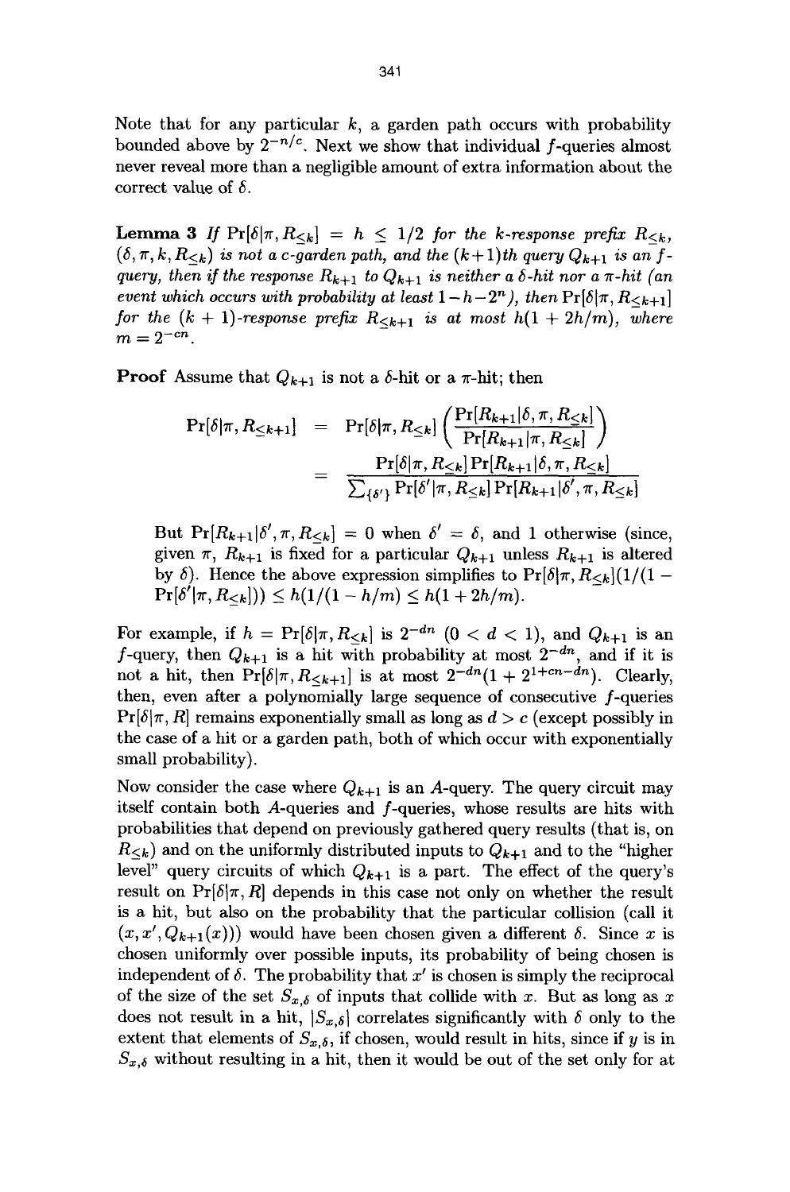Note that for any particular $k$, a garden path occurs with probability bounded above by $2^{-n/c}$. Next we show that individual $f$-queries almost never reveal more than a negligible amount of extra information about the correct value of $\delta$.

**Lemma 3** *If* $\Pr[\delta|\pi, R_{\leq k}] = h \leq 1/2$ *for the k-response prefix* $R_{\leq k}$, $(\delta, \pi, k, R_{\leq k})$ *is not a c-garden path, and the* $(k+1)$*th query* $Q_{k+1}$ *is an f-query, then if the response* $R_{k+1}$ *to* $Q_{k+1}$ *is neither a* $\delta$*-hit nor a* $\pi$*-hit (an event which occurs with probability at least* $1-h-2^n$*), then* $\Pr[\delta|\pi, R_{\leq k+1}]$ *for the* $(k+1)$*-response prefix* $R_{\leq k+1}$ *is at most* $h(1 + 2h/m)$*, where* $m = 2^{-cn}$.

**Proof** Assume that $Q_{k+1}$ is not a $\delta$-hit or a $\pi$-hit; then

$$\begin{aligned}
\Pr[\delta|\pi, R_{\leq k+1}] &= \Pr[\delta|\pi, R_{\leq k}]\left(\frac{\Pr[R_{k+1}|\delta, \pi, R_{\leq k}]}{\Pr[R_{k+1}|\pi, R_{\leq k}]}\right) \\
&= \frac{\Pr[\delta|\pi, R_{\leq k}]\Pr[R_{k+1}|\delta, \pi, R_{\leq k}]}{\sum_{\{\delta'\}}\Pr[\delta'|\pi, R_{\leq k}]\Pr[R_{k+1}|\delta', \pi, R_{\leq k}]}
\end{aligned}$$

But $\Pr[R_{k+1}|\delta', \pi, R_{\leq k}] = 0$ when $\delta' = \delta$, and 1 otherwise (since, given $\pi$, $R_{k+1}$ is fixed for a particular $Q_{k+1}$ unless $R_{k+1}$ is altered by $\delta$). Hence the above expression simplifies to $\Pr[\delta|\pi, R_{\leq k}](1/(1 - \Pr[\delta'|\pi, R_{\leq k}])) \leq h(1/(1-h/m)) \leq h(1+2h/m)$.

For example, if $h = \Pr[\delta|\pi, R_{\leq k}]$ is $2^{-dn}$ $(0 < d < 1)$, and $Q_{k+1}$ is an $f$-query, then $Q_{k+1}$ is a hit with probability at most $2^{-dn}$, and if it is not a hit, then $\Pr[\delta|\pi, R_{\leq k+1}]$ is at most $2^{-dn}(1 + 2^{1+cn-dn})$. Clearly, then, even after a polynomially large sequence of consecutive $f$-queries $\Pr[\delta|\pi, R]$ remains exponentially small as long as $d > c$ (except possibly in the case of a hit or a garden path, both of which occur with exponentially small probability).

Now consider the case where $Q_{k+1}$ is an $A$-query. The query circuit may itself contain both $A$-queries and $f$-queries, whose results are hits with probabilities that depend on previously gathered query results (that is, on $R_{\leq k}$) and on the uniformly distributed inputs to $Q_{k+1}$ and to the "higher level" query circuits of which $Q_{k+1}$ is a part. The effect of the query's result on $\Pr[\delta|\pi, R]$ depends in this case not only on whether the result is a hit, but also on the probability that the particular collision (call it $(x, x', Q_{k+1}(x))$) would have been chosen given a different $\delta$. Since $x$ is chosen uniformly over possible inputs, its probability of being chosen is independent of $\delta$. The probability that $x'$ is chosen is simply the reciprocal of the size of the set $S_{x,\delta}$ of inputs that collide with $x$. But as long as $x$ does not result in a hit, $|S_{x,\delta}|$ correlates significantly with $\delta$ only to the extent that elements of $S_{x,\delta}$, if chosen, would result in hits, since if $y$ is in $S_{x,\delta}$ without resulting in a hit, then it would be out of the set only for at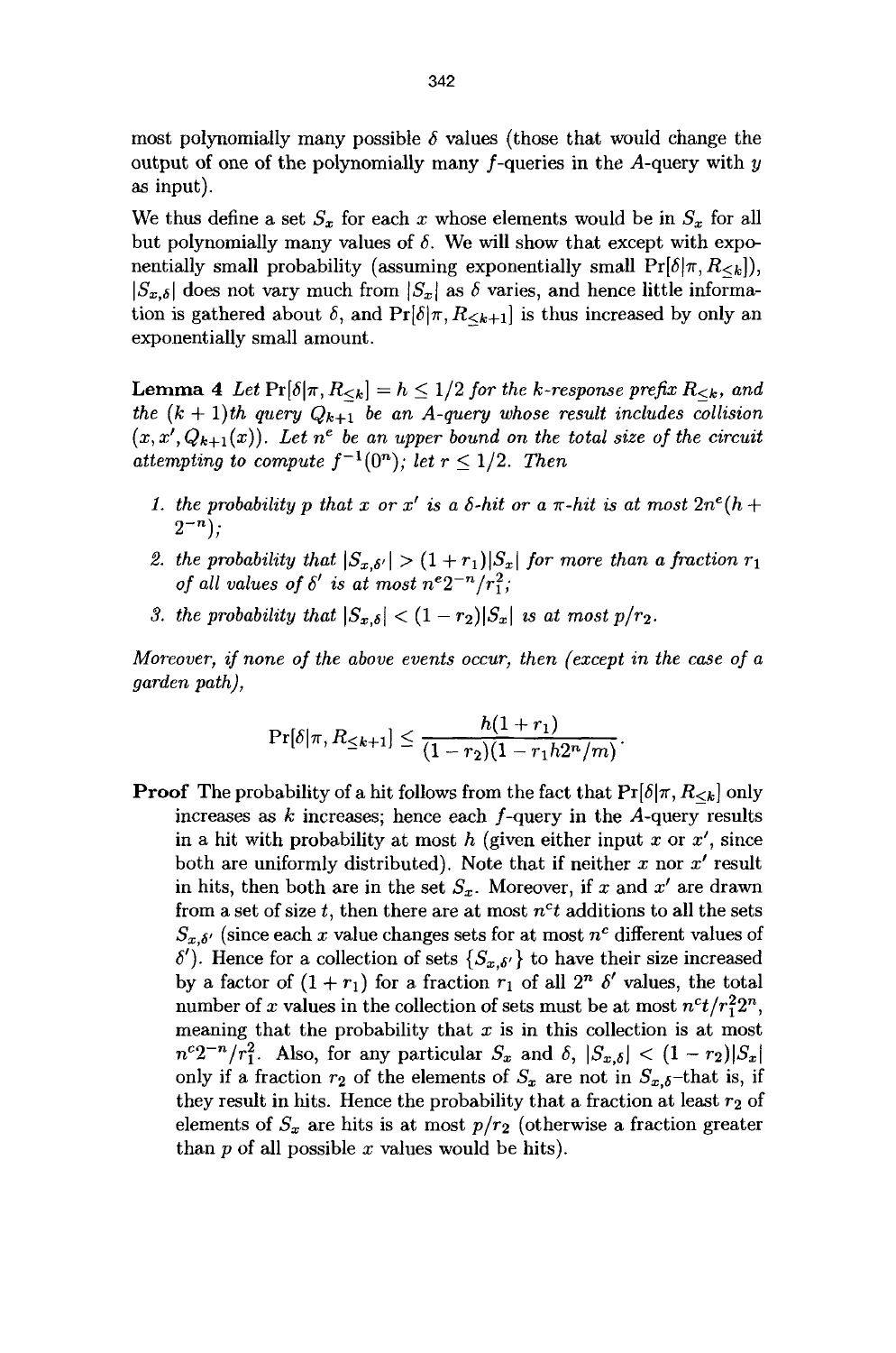most polynomially many possible $\delta$ values (those that would change the output of one of the polynomially many $f$-queries in the $A$-query with $y$ as input).

We thus define a set $S_x$ for each $x$ whose elements would be in $S_x$ for all but polynomially many values of $\delta$. We will show that except with exponentially small probability (assuming exponentially small $\Pr[\delta|\pi, R_{\leq k}]$), $|S_{x,\delta}|$ does not vary much from $|S_x|$ as $\delta$ varies, and hence little information is gathered about $\delta$, and $\Pr[\delta|\pi, R_{\leq k+1}]$ is thus increased by only an exponentially small amount.

**Lemma 4** *Let $\Pr[\delta|\pi, R_{\leq k}] = h \leq 1/2$ for the $k$-response prefix $R_{\leq k}$, and the $(k+1)$th query $Q_{k+1}$ be an $A$-query whose result includes collision $(x, x', Q_{k+1}(x))$. Let $n^e$ be an upper bound on the total size of the circuit attempting to compute $f^{-1}(0^n)$; let $r \leq 1/2$. Then*

1. *the probability $p$ that $x$ or $x'$ is a $\delta$-hit or a $\pi$-hit is at most $2n^e(h + 2^{-n})$;*
2. *the probability that $|S_{x,\delta'}| > (1 + r_1)|S_x|$ for more than a fraction $r_1$ of all values of $\delta'$ is at most $n^e 2^{-n}/r_1^2$;*
3. *the probability that $|S_{x,\delta}| < (1 - r_2)|S_x|$ is at most $p/r_2$.*

*Moreover, if none of the above events occur, then (except in the case of a garden path),*

$$\Pr[\delta|\pi, R_{\leq k+1}] \leq \frac{h(1 + r_1)}{(1 - r_2)(1 - r_1 h 2^n/m)}.$$

**Proof** The probability of a hit follows from the fact that $\Pr[\delta|\pi, R_{\leq k}]$ only increases as $k$ increases; hence each $f$-query in the $A$-query results in a hit with probability at most $h$ (given either input $x$ or $x'$, since both are uniformly distributed). Note that if neither $x$ nor $x'$ result in hits, then both are in the set $S_x$. Moreover, if $x$ and $x'$ are drawn from a set of size $t$, then there are at most $n^c t$ additions to all the sets $S_{x,\delta'}$ (since each $x$ value changes sets for at most $n^c$ different values of $\delta'$). Hence for a collection of sets $\{S_{x,\delta'}\}$ to have their size increased by a factor of $(1 + r_1)$ for a fraction $r_1$ of all $2^n$ $\delta'$ values, the total number of $x$ values in the collection of sets must be at most $n^c t/r_1^2 2^n$, meaning that the probability that $x$ is in this collection is at most $n^c 2^{-n}/r_1^2$. Also, for any particular $S_x$ and $\delta$, $|S_{x,\delta}| < (1 - r_2)|S_x|$ only if a fraction $r_2$ of the elements of $S_x$ are not in $S_{x,\delta}$–that is, if they result in hits. Hence the probability that a fraction at least $r_2$ of elements of $S_x$ are hits is at most $p/r_2$ (otherwise a fraction greater than $p$ of all possible $x$ values would be hits).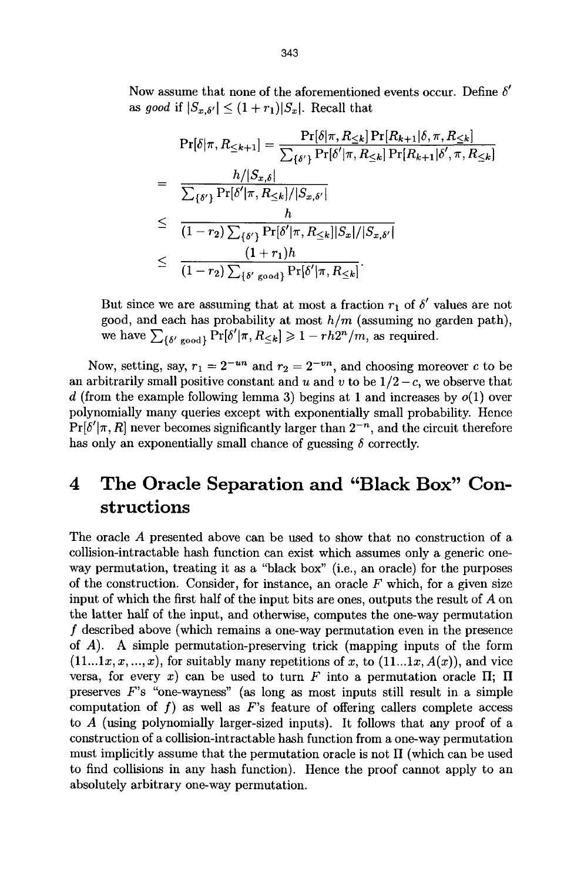Now assume that none of the aforementioned events occur. Define $\delta'$ as *good* if $|S_{x,\delta'}| \leq (1+r_1)|S_x|$. Recall that

$$
\begin{aligned}
\Pr[\delta|\pi, R_{\leq k+1}] &= \frac{\Pr[\delta|\pi, R_{\leq k}]\Pr[R_{k+1}|\delta, \pi, R_{\leq k}]}{\sum_{\{\delta'\}} \Pr[\delta'|\pi, R_{\leq k}]\Pr[R_{k+1}|\delta', \pi, R_{\leq k}]} \\
&= \frac{h/|S_{x,\delta}|}{\sum_{\{\delta'\}} \Pr[\delta'|\pi, R_{\leq k}]/|S_{x,\delta'}|} \\
&\leq \frac{h}{(1-r_2)\sum_{\{\delta'\}} \Pr[\delta'|\pi, R_{\leq k}]|S_x|/|S_{x,\delta'}|} \\
&\leq \frac{(1+r_1)h}{(1-r_2)\sum_{\{\delta' \text{ good}\}} \Pr[\delta'|\pi, R_{\leq k}]}.
\end{aligned}
$$

But since we are assuming that at most a fraction $r_1$ of $\delta'$ values are not good, and each has probability at most $h/m$ (assuming no garden path), we have $\sum_{\{\delta' \text{ good}\}} \Pr[\delta'|\pi, R_{\leq k}] \geqslant 1 - rh2^n/m$, as required.

Now, setting, say, $r_1 = 2^{-un}$ and $r_2 = 2^{-vn}$, and choosing moreover $c$ to be an arbitrarily small positive constant and $u$ and $v$ to be $1/2 - c$, we observe that $d$ (from the example following lemma 3) begins at 1 and increases by $o(1)$ over polynomially many queries except with exponentially small probability. Hence $\Pr[\delta'|\pi, R]$ never becomes significantly larger than $2^{-n}$, and the circuit therefore has only an exponentially small chance of guessing $\delta$ correctly.

# 4 The Oracle Separation and "Black Box" Constructions

The oracle $A$ presented above can be used to show that no construction of a collision-intractable hash function can exist which assumes only a generic one-way permutation, treating it as a "black box" (i.e., an oracle) for the purposes of the construction. Consider, for instance, an oracle $F$ which, for a given size input of which the first half of the input bits are ones, outputs the result of $A$ on the latter half of the input, and otherwise, computes the one-way permutation $f$ described above (which remains a one-way permutation even in the presence of $A$). A simple permutation-preserving trick (mapping inputs of the form $(11...1x, x, ..., x)$, for suitably many repetitions of $x$, to $(11...1x, A(x))$, and vice versa, for every $x$) can be used to turn $F$ into a permutation oracle $\Pi$; $\Pi$ preserves $F$'s "one-wayness" (as long as most inputs still result in a simple computation of $f$) as well as $F$'s feature of offering callers complete access to $A$ (using polynomially larger-sized inputs). It follows that any proof of a construction of a collision-intractable hash function from a one-way permutation must implicitly assume that the permutation oracle is not $\Pi$ (which can be used to find collisions in any hash function). Hence the proof cannot apply to an absolutely arbitrary one-way permutation.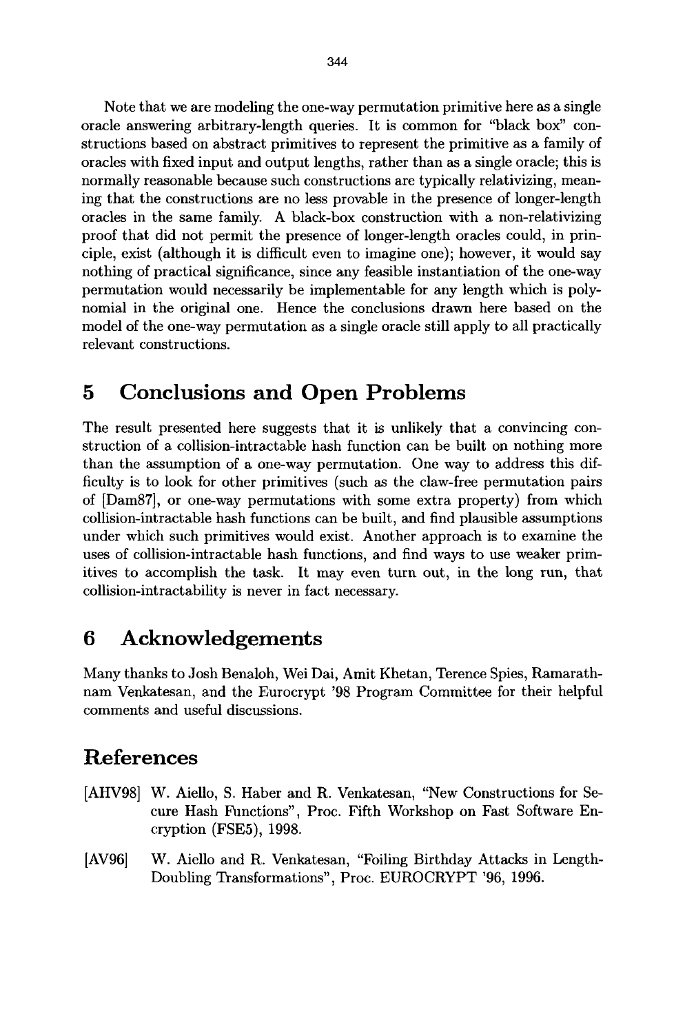Note that we are modeling the one-way permutation primitive here as a single oracle answering arbitrary-length queries. It is common for "black box" constructions based on abstract primitives to represent the primitive as a family of oracles with fixed input and output lengths, rather than as a single oracle; this is normally reasonable because such constructions are typically relativizing, meaning that the constructions are no less provable in the presence of longer-length oracles in the same family. A black-box construction with a non-relativizing proof that did not permit the presence of longer-length oracles could, in principle, exist (although it is difficult even to imagine one); however, it would say nothing of practical significance, since any feasible instantiation of the one-way permutation would necessarily be implementable for any length which is polynomial in the original one. Hence the conclusions drawn here based on the model of the one-way permutation as a single oracle still apply to all practically relevant constructions.

# 5 Conclusions and Open Problems

The result presented here suggests that it is unlikely that a convincing construction of a collision-intractable hash function can be built on nothing more than the assumption of a one-way permutation. One way to address this difficulty is to look for other primitives (such as the claw-free permutation pairs of [Dam87], or one-way permutations with some extra property) from which collision-intractable hash functions can be built, and find plausible assumptions under which such primitives would exist. Another approach is to examine the uses of collision-intractable hash functions, and find ways to use weaker primitives to accomplish the task. It may even turn out, in the long run, that collision-intractability is never in fact necessary.

# 6 Acknowledgements

Many thanks to Josh Benaloh, Wei Dai, Amit Khetan, Terence Spies, Ramarathnam Venkatesan, and the Eurocrypt '98 Program Committee for their helpful comments and useful discussions.

# References

[AHV98] W. Aiello, S. Haber and R. Venkatesan, "New Constructions for Secure Hash Functions", Proc. Fifth Workshop on Fast Software Encryption (FSE5), 1998.

[AV96] W. Aiello and R. Venkatesan, "Foiling Birthday Attacks in Length-Doubling Transformations", Proc. EUROCRYPT '96, 1996.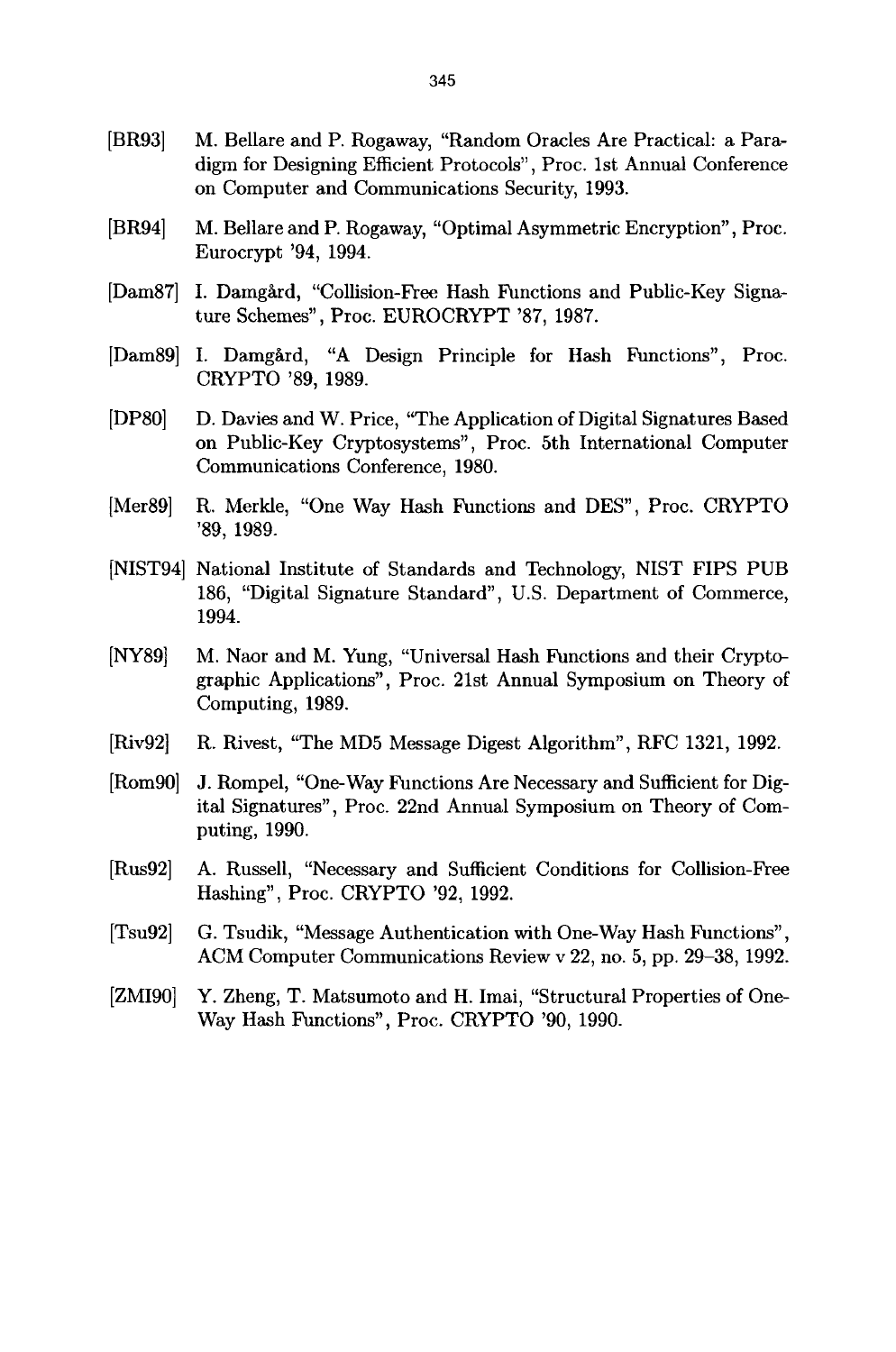[BR93] M. Bellare and P. Rogaway, "Random Oracles Are Practical: a Paradigm for Designing Efficient Protocols", Proc. 1st Annual Conference on Computer and Communications Security, 1993.

[BR94] M. Bellare and P. Rogaway, "Optimal Asymmetric Encryption", Proc. Eurocrypt '94, 1994.

[Dam87] I. Damgård, "Collision-Free Hash Functions and Public-Key Signature Schemes", Proc. EUROCRYPT '87, 1987.

[Dam89] I. Damgård, "A Design Principle for Hash Functions", Proc. CRYPTO '89, 1989.

[DP80] D. Davies and W. Price, "The Application of Digital Signatures Based on Public-Key Cryptosystems", Proc. 5th International Computer Communications Conference, 1980.

[Mer89] R. Merkle, "One Way Hash Functions and DES", Proc. CRYPTO '89, 1989.

[NIST94] National Institute of Standards and Technology, NIST FIPS PUB 186, "Digital Signature Standard", U.S. Department of Commerce, 1994.

[NY89] M. Naor and M. Yung, "Universal Hash Functions and their Cryptographic Applications", Proc. 21st Annual Symposium on Theory of Computing, 1989.

[Riv92] R. Rivest, "The MD5 Message Digest Algorithm", RFC 1321, 1992.

[Rom90] J. Rompel, "One-Way Functions Are Necessary and Sufficient for Digital Signatures", Proc. 22nd Annual Symposium on Theory of Computing, 1990.

[Rus92] A. Russell, "Necessary and Sufficient Conditions for Collision-Free Hashing", Proc. CRYPTO '92, 1992.

[Tsu92] G. Tsudik, "Message Authentication with One-Way Hash Functions", ACM Computer Communications Review v 22, no. 5, pp. 29–38, 1992.

[ZMI90] Y. Zheng, T. Matsumoto and H. Imai, "Structural Properties of One-Way Hash Functions", Proc. CRYPTO '90, 1990.